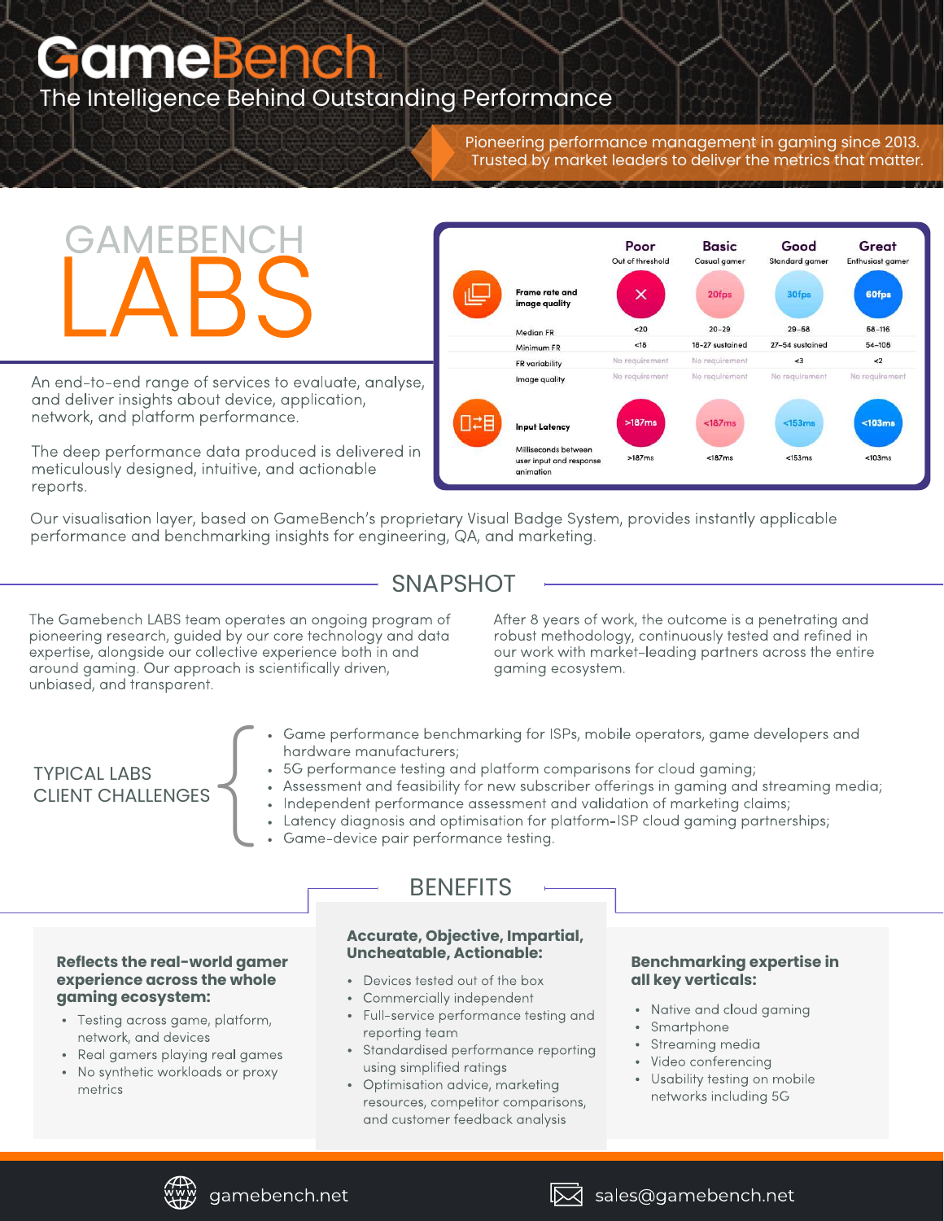# GameBench

The Intelligence Behind Outstanding Performance

Pioneering performance management in gaming since 2013. Trusted by market leaders to deliver the metrics that matter.

# GAMEBENCH LABS

An end-to-end range of services to evaluate, analyse, and deliver insights about device, application, network, and platform performance.

The deep performance data produced is delivered in meticulously designed, intuitive, and actionable reports.

| | Poor<br>Out of threshold | Basic<br>Casual gamer | Good<br>Standard gamer | Great<br>Enthusiast gamer |
|---|---|---|---|---|
| **Frame rate and image quality** | × | 20fps | 30fps | 60fps |
| Median FR | <20 | 20–29 | 29–58 | 58–116 |
| Minimum FR | <18 | 18–27 sustained | 27–54 sustained | 54–108 |
| FR variability | No requirement | No requirement | <3 | <2 |
| Image quality | No requirement | No requirement | No requirement | No requirement |
| **Input Latency** | >187ms | <187ms | <153ms | <103ms |
| Milliseconds between user input and response animation | >187ms | <187ms | <153ms | <103ms |

Our visualisation layer, based on GameBench's proprietary Visual Badge System, provides instantly applicable performance and benchmarking insights for engineering, QA, and marketing.

## SNAPSHOT

The Gamebench LABS team operates an ongoing program of pioneering research, guided by our core technology and data expertise, alongside our collective experience both in and around gaming. Our approach is scientifically driven, unbiased, and transparent.

After 8 years of work, the outcome is a penetrating and robust methodology, continuously tested and refined in our work with market-leading partners across the entire gaming ecosystem.

## TYPICAL LABS CLIENT CHALLENGES

- Game performance benchmarking for ISPs, mobile operators, game developers and hardware manufacturers;
- 5G performance testing and platform comparisons for cloud gaming;
- Assessment and feasibility for new subscriber offerings in gaming and streaming media;
- Independent performance assessment and validation of marketing claims;
- Latency diagnosis and optimisation for platform-ISP cloud gaming partnerships;
- Game-device pair performance testing.

## BENEFITS

### Reflects the real-world gamer experience across the whole gaming ecosystem:

- Testing across game, platform, network, and devices
- Real gamers playing real games
- No synthetic workloads or proxy metrics

### Accurate, Objective, Impartial, Uncheatable, Actionable:

- Devices tested out of the box
- Commercially independent
- Full-service performance testing and reporting team
- Standardised performance reporting using simplified ratings
- Optimisation advice, marketing resources, competitor comparisons, and customer feedback analysis

### Benchmarking expertise in all key verticals:

- Native and cloud gaming
- Smartphone
- Streaming media
- Video conferencing
- Usability testing on mobile networks including 5G

gamebench.net

sales@gamebench.net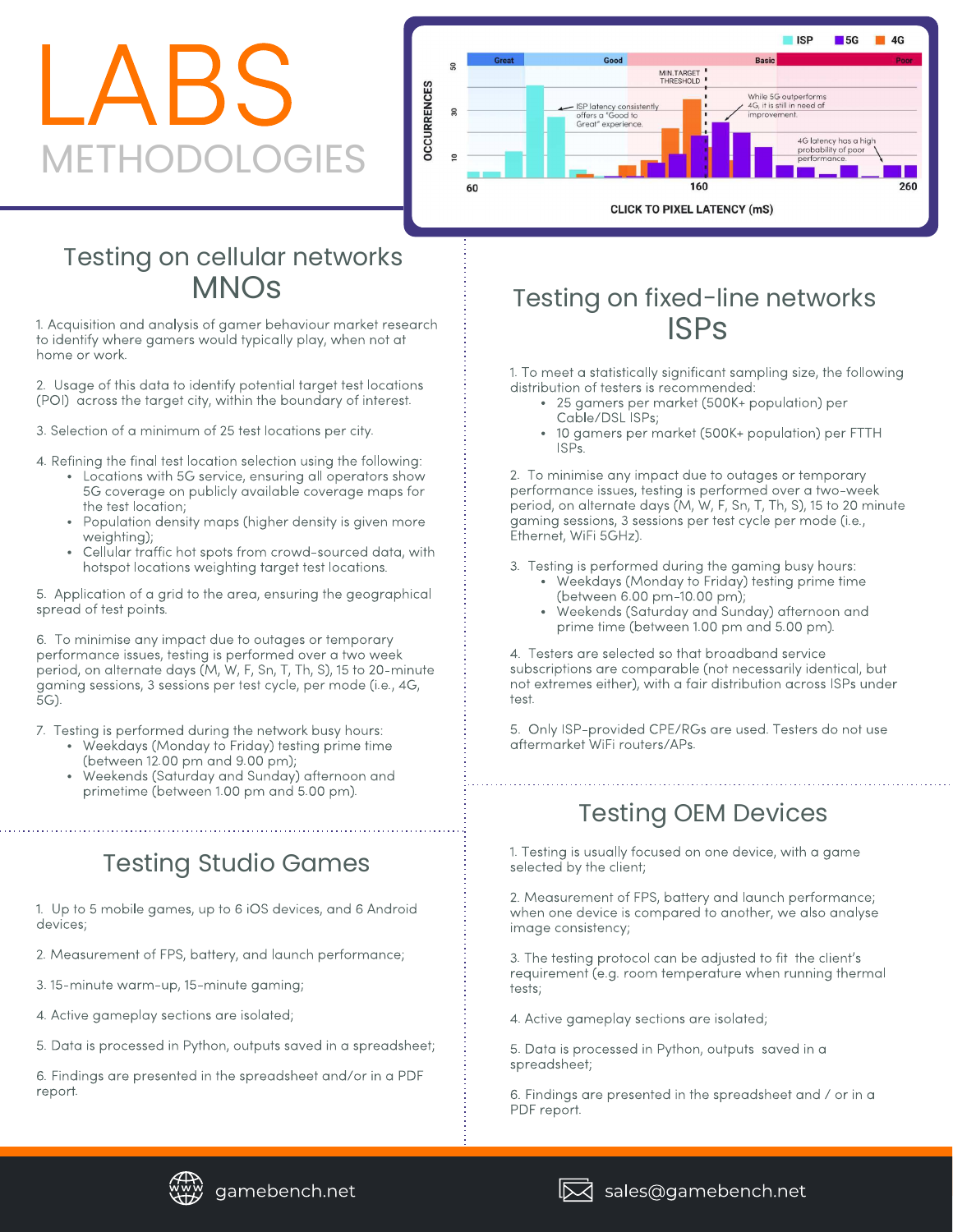# LABS METHODOLOGIES

ISP 5G 4G

Great Good Basic Poor

MIN.TARGET THRESHOLD

ISP latency consistently offers a "Good to Great" experience.

While 5G outperforms 4G, it is still in need of improvement.

4G latency has a high probability of poor performance.

OCCURRENCES

50

30

10

60

160

260

CLICK TO PIXEL LATENCY (mS)

## Testing on cellular networks MNOs

1. Acquisition and analysis of gamer behaviour market research to identify where gamers would typically play, when not at home or work.

2. Usage of this data to identify potential target test locations (POI) across the target city, within the boundary of interest.

3. Selection of a minimum of 25 test locations per city.

4. Refining the final test location selection using the following:
   - Locations with 5G service, ensuring all operators show 5G coverage on publicly available coverage maps for the test location;
   - Population density maps (higher density is given more weighting);
   - Cellular traffic hot spots from crowd-sourced data, with hotspot locations weighting target test locations.

5. Application of a grid to the area, ensuring the geographical spread of test points.

6. To minimise any impact due to outages or temporary performance issues, testing is performed over a two week period, on alternate days (M, W, F, Sn, T, Th, S), 15 to 20-minute gaming sessions, 3 sessions per test cycle, per mode (i.e., 4G, 5G).

7. Testing is performed during the network busy hours:
   - Weekdays (Monday to Friday) testing prime time (between 12.00 pm and 9.00 pm);
   - Weekends (Saturday and Sunday) afternoon and primetime (between 1.00 pm and 5.00 pm).

## Testing Studio Games

1. Up to 5 mobile games, up to 6 iOS devices, and 6 Android devices;

2. Measurement of FPS, battery, and launch performance;

3. 15-minute warm-up, 15-minute gaming;

4. Active gameplay sections are isolated;

5. Data is processed in Python, outputs saved in a spreadsheet;

6. Findings are presented in the spreadsheet and/or in a PDF report.

## Testing on fixed-line networks ISPs

1. To meet a statistically significant sampling size, the following distribution of testers is recommended:
   - 25 gamers per market (500K+ population) per Cable/DSL ISPs;
   - 10 gamers per market (500K+ population) per FTTH ISPs.

2. To minimise any impact due to outages or temporary performance issues, testing is performed over a two-week period, on alternate days (M, W, F, Sn, T, Th, S), 15 to 20 minute gaming sessions, 3 sessions per test cycle per mode (i.e., Ethernet, WiFi 5GHz).

3. Testing is performed during the gaming busy hours:
   - Weekdays (Monday to Friday) testing prime time (between 6.00 pm-10.00 pm);
   - Weekends (Saturday and Sunday) afternoon and prime time (between 1.00 pm and 5.00 pm).

4. Testers are selected so that broadband service subscriptions are comparable (not necessarily identical, but not extremes either), with a fair distribution across ISPs under test.

5. Only ISP-provided CPE/RGs are used. Testers do not use aftermarket WiFi routers/APs.

## Testing OEM Devices

1. Testing is usually focused on one device, with a game selected by the client;

2. Measurement of FPS, battery and launch performance; when one device is compared to another, we also analyse image consistency;

3. The testing protocol can be adjusted to fit the client's requirement (e.g. room temperature when running thermal tests;

4. Active gameplay sections are isolated;

5. Data is processed in Python, outputs saved in a spreadsheet;

6. Findings are presented in the spreadsheet and / or in a PDF report.

gamebench.net

sales@gamebench.net